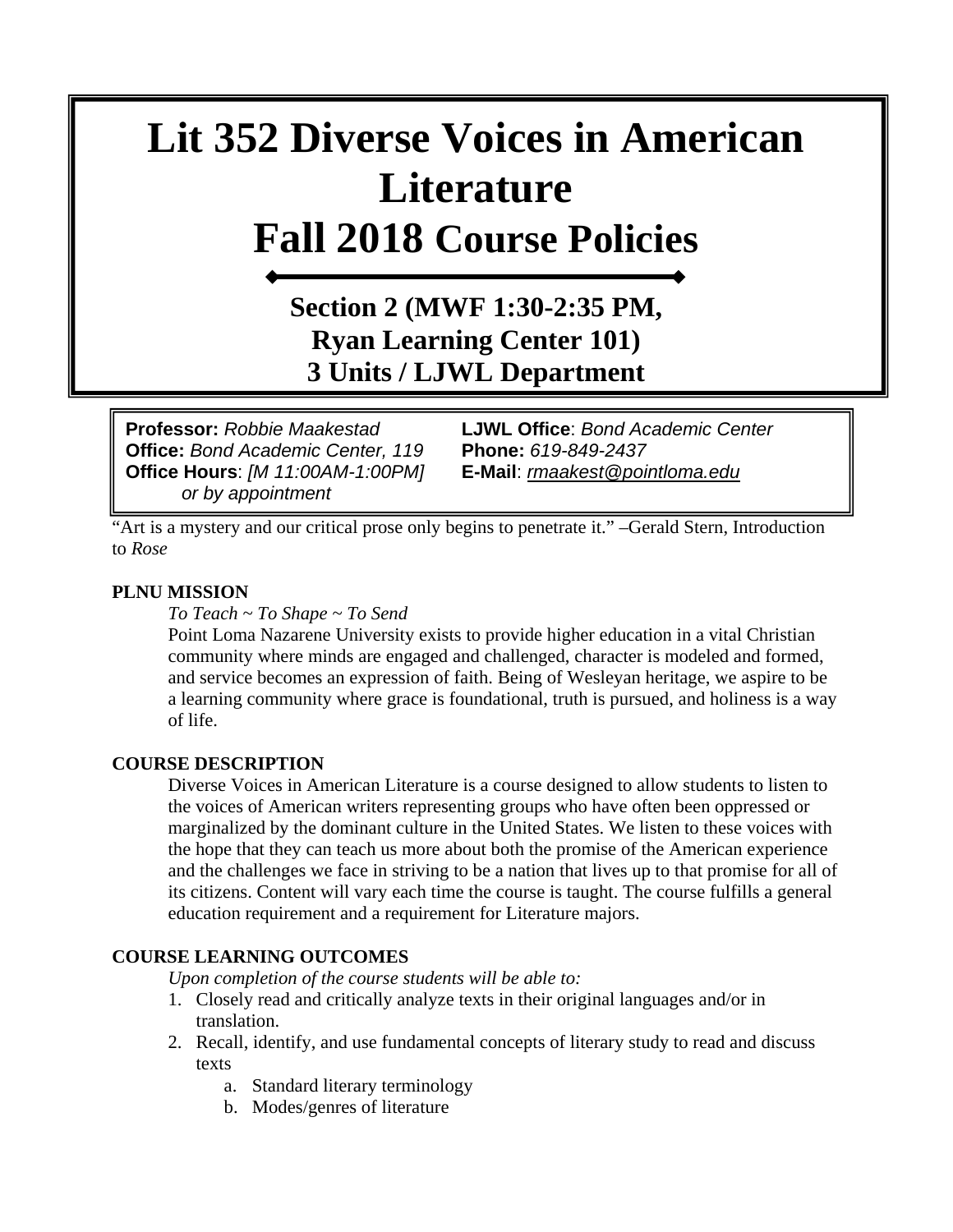# Lit 352 Diverse Voices in American Literature

# Fall 2018 Course Policies

## Section 2 (MWF 1:30-2:35 PM, Ryan Learning Center 101)
## 3 Units / LJWL Department

**Professor:** *Robbie Maakestad*
**Office:** *Bond Academic Center, 119*
**Office Hours**: *[M 11:00AM-1:00PM] or by appointment*
**LJWL Office**: *Bond Academic Center*
**Phone:** *619-849-2437*
**E-Mail**: *rmaakest@pointloma.edu*

"Art is a mystery and our critical prose only begins to penetrate it." –Gerald Stern, Introduction to *Rose*

**PLNU MISSION**

*To Teach ~ To Shape ~ To Send*

Point Loma Nazarene University exists to provide higher education in a vital Christian community where minds are engaged and challenged, character is modeled and formed, and service becomes an expression of faith. Being of Wesleyan heritage, we aspire to be a learning community where grace is foundational, truth is pursued, and holiness is a way of life.

**COURSE DESCRIPTION**

Diverse Voices in American Literature is a course designed to allow students to listen to the voices of American writers representing groups who have often been oppressed or marginalized by the dominant culture in the United States. We listen to these voices with the hope that they can teach us more about both the promise of the American experience and the challenges we face in striving to be a nation that lives up to that promise for all of its citizens. Content will vary each time the course is taught. The course fulfills a general education requirement and a requirement for Literature majors.

**COURSE LEARNING OUTCOMES**

*Upon completion of the course students will be able to:*

1. Closely read and critically analyze texts in their original languages and/or in translation.
2. Recall, identify, and use fundamental concepts of literary study to read and discuss texts
   a. Standard literary terminology
   b. Modes/genres of literature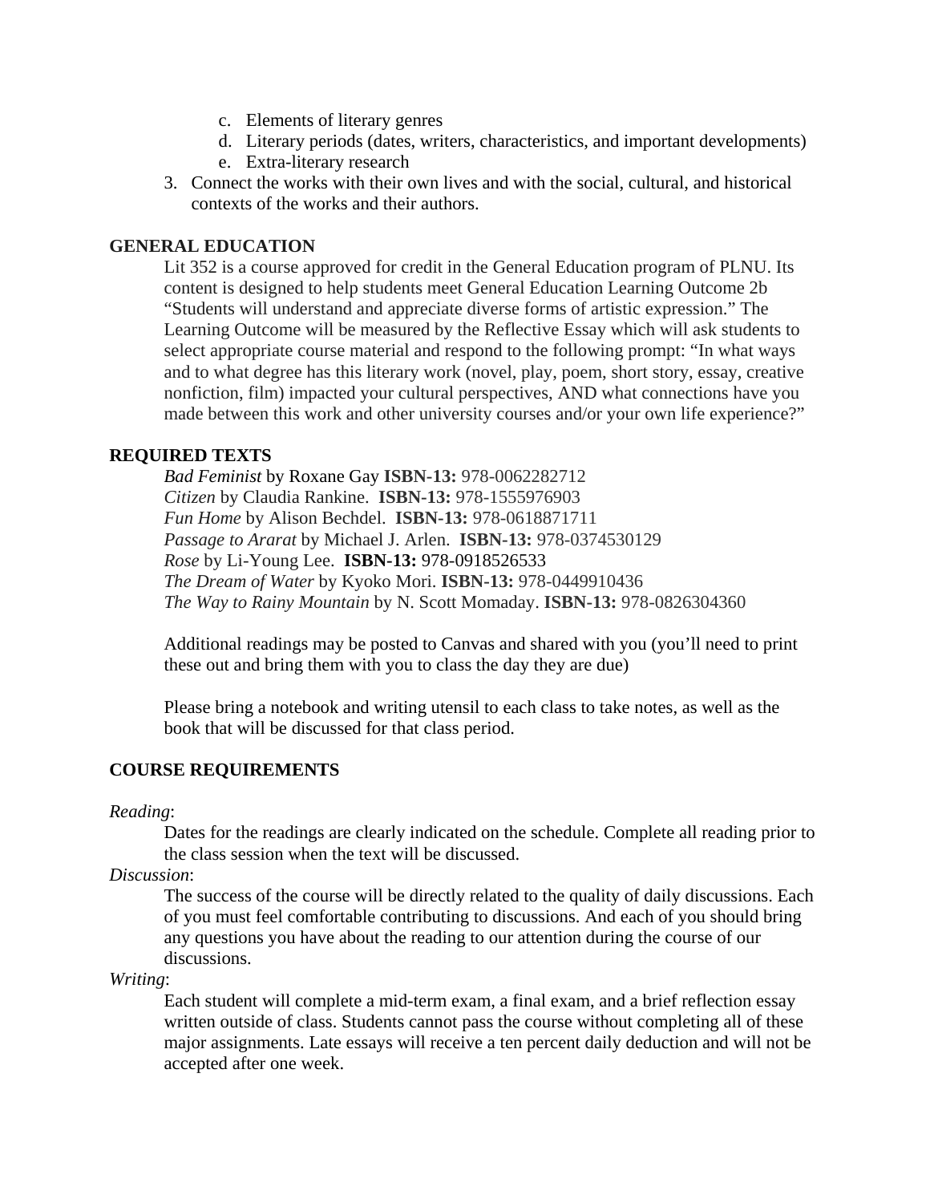c. Elements of literary genres
   d. Literary periods (dates, writers, characteristics, and important developments)
   e. Extra-literary research
3. Connect the works with their own lives and with the social, cultural, and historical contexts of the works and their authors.

## GENERAL EDUCATION

Lit 352 is a course approved for credit in the General Education program of PLNU. Its content is designed to help students meet General Education Learning Outcome 2b "Students will understand and appreciate diverse forms of artistic expression." The Learning Outcome will be measured by the Reflective Essay which will ask students to select appropriate course material and respond to the following prompt: "In what ways and to what degree has this literary work (novel, play, poem, short story, essay, creative nonfiction, film) impacted your cultural perspectives, AND what connections have you made between this work and other university courses and/or your own life experience?"

## REQUIRED TEXTS

*Bad Feminist* by Roxane Gay **ISBN-13:** 978-0062282712
*Citizen* by Claudia Rankine. **ISBN-13:** 978-1555976903
*Fun Home* by Alison Bechdel. **ISBN-13:** 978-0618871711
*Passage to Ararat* by Michael J. Arlen. **ISBN-13:** 978-0374530129
*Rose* by Li-Young Lee. **ISBN-13:** 978-0918526533
*The Dream of Water* by Kyoko Mori. **ISBN-13:** 978-0449910436
*The Way to Rainy Mountain* by N. Scott Momaday. **ISBN-13:** 978-0826304360

Additional readings may be posted to Canvas and shared with you (you'll need to print these out and bring them with you to class the day they are due)

Please bring a notebook and writing utensil to each class to take notes, as well as the book that will be discussed for that class period.

## COURSE REQUIREMENTS

*Reading*:

Dates for the readings are clearly indicated on the schedule. Complete all reading prior to the class session when the text will be discussed.

*Discussion*:

The success of the course will be directly related to the quality of daily discussions. Each of you must feel comfortable contributing to discussions. And each of you should bring any questions you have about the reading to our attention during the course of our discussions.

*Writing*:

Each student will complete a mid-term exam, a final exam, and a brief reflection essay written outside of class. Students cannot pass the course without completing all of these major assignments. Late essays will receive a ten percent daily deduction and will not be accepted after one week.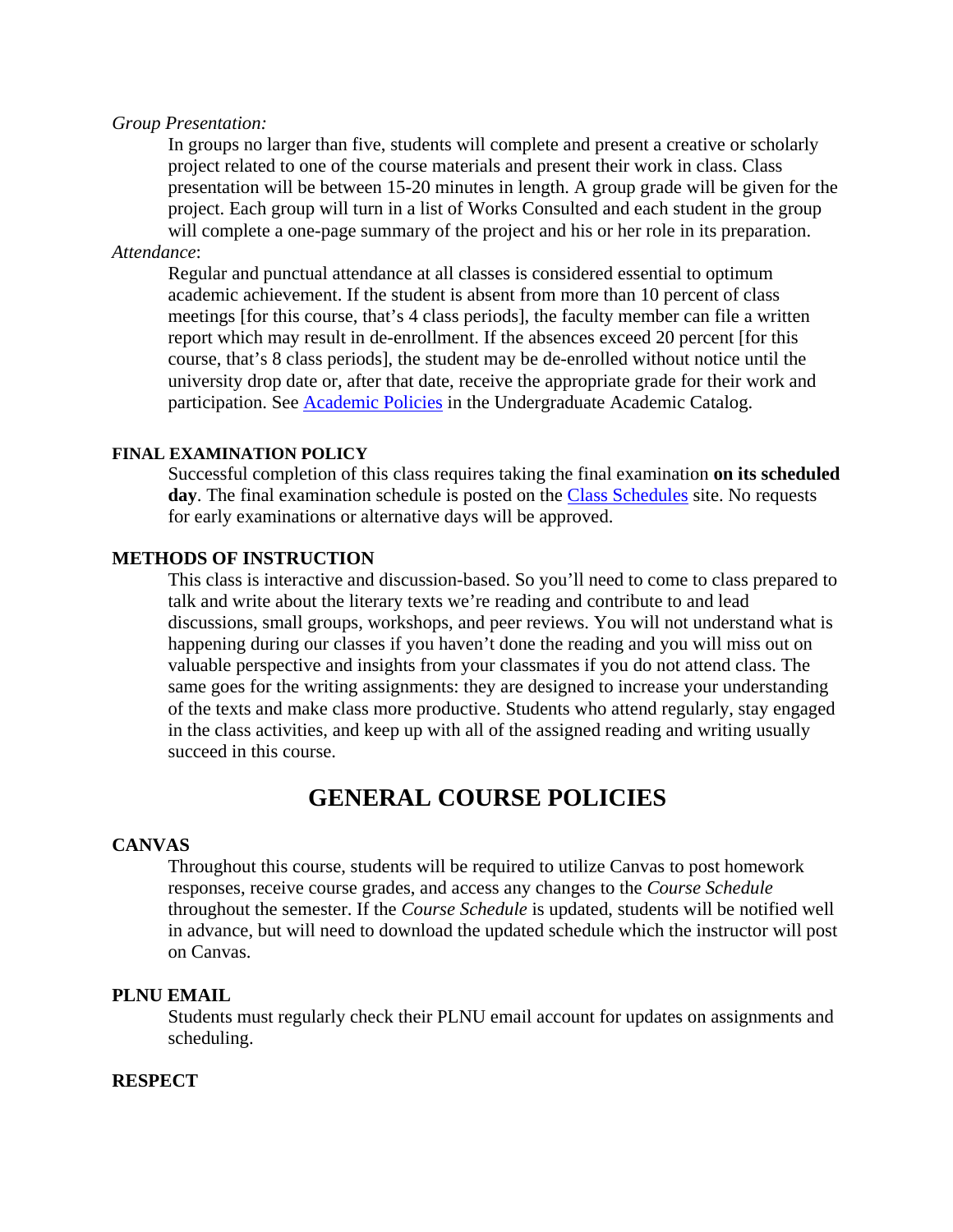*Group Presentation:*

In groups no larger than five, students will complete and present a creative or scholarly project related to one of the course materials and present their work in class. Class presentation will be between 15-20 minutes in length. A group grade will be given for the project. Each group will turn in a list of Works Consulted and each student in the group will complete a one-page summary of the project and his or her role in its preparation.

*Attendance*:

Regular and punctual attendance at all classes is considered essential to optimum academic achievement. If the student is absent from more than 10 percent of class meetings [for this course, that's 4 class periods], the faculty member can file a written report which may result in de-enrollment. If the absences exceed 20 percent [for this course, that's 8 class periods], the student may be de-enrolled without notice until the university drop date or, after that date, receive the appropriate grade for their work and participation. See [Academic Policies] in the Undergraduate Academic Catalog.

### FINAL EXAMINATION POLICY

Successful completion of this class requires taking the final examination **on its scheduled day**. The final examination schedule is posted on the [Class Schedules] site. No requests for early examinations or alternative days will be approved.

### METHODS OF INSTRUCTION

This class is interactive and discussion-based. So you'll need to come to class prepared to talk and write about the literary texts we're reading and contribute to and lead discussions, small groups, workshops, and peer reviews. You will not understand what is happening during our classes if you haven't done the reading and you will miss out on valuable perspective and insights from your classmates if you do not attend class. The same goes for the writing assignments: they are designed to increase your understanding of the texts and make class more productive. Students who attend regularly, stay engaged in the class activities, and keep up with all of the assigned reading and writing usually succeed in this course.

## GENERAL COURSE POLICIES

### CANVAS

Throughout this course, students will be required to utilize Canvas to post homework responses, receive course grades, and access any changes to the *Course Schedule* throughout the semester. If the *Course Schedule* is updated, students will be notified well in advance, but will need to download the updated schedule which the instructor will post on Canvas.

### PLNU EMAIL

Students must regularly check their PLNU email account for updates on assignments and scheduling.

### RESPECT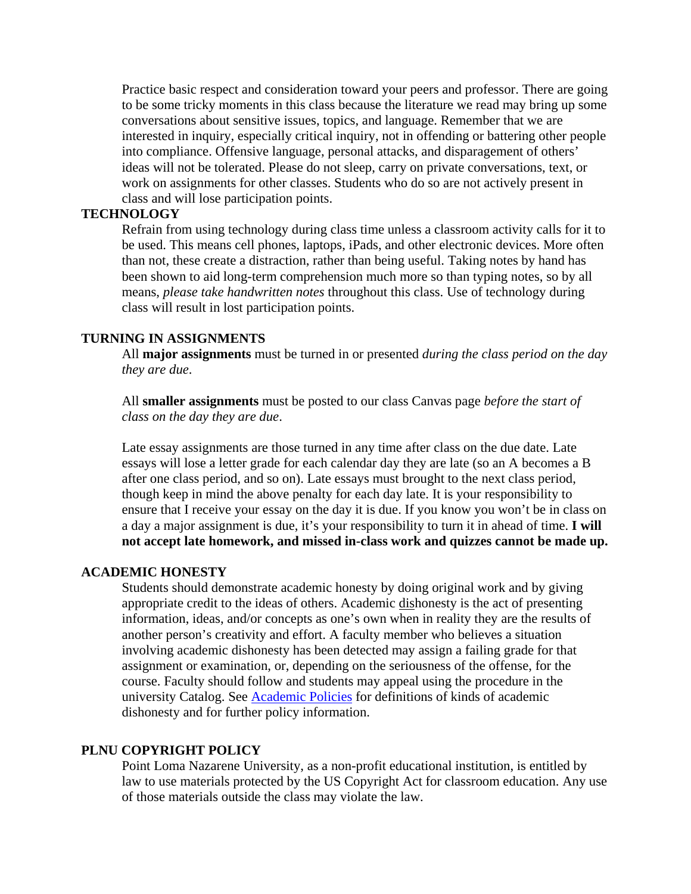Practice basic respect and consideration toward your peers and professor. There are going to be some tricky moments in this class because the literature we read may bring up some conversations about sensitive issues, topics, and language. Remember that we are interested in inquiry, especially critical inquiry, not in offending or battering other people into compliance. Offensive language, personal attacks, and disparagement of others' ideas will not be tolerated. Please do not sleep, carry on private conversations, text, or work on assignments for other classes. Students who do so are not actively present in class and will lose participation points.

**TECHNOLOGY**

Refrain from using technology during class time unless a classroom activity calls for it to be used. This means cell phones, laptops, iPads, and other electronic devices. More often than not, these create a distraction, rather than being useful. Taking notes by hand has been shown to aid long-term comprehension much more so than typing notes, so by all means, *please take handwritten notes* throughout this class. Use of technology during class will result in lost participation points.

**TURNING IN ASSIGNMENTS**

All **major assignments** must be turned in or presented *during the class period on the day they are due*.

All **smaller assignments** must be posted to our class Canvas page *before the start of class on the day they are due*.

Late essay assignments are those turned in any time after class on the due date. Late essays will lose a letter grade for each calendar day they are late (so an A becomes a B after one class period, and so on). Late essays must brought to the next class period, though keep in mind the above penalty for each day late. It is your responsibility to ensure that I receive your essay on the day it is due. If you know you won't be in class on a day a major assignment is due, it's your responsibility to turn it in ahead of time. **I will not accept late homework, and missed in-class work and quizzes cannot be made up.**

**ACADEMIC HONESTY**

Students should demonstrate academic honesty by doing original work and by giving appropriate credit to the ideas of others. Academic <u>dis</u>honesty is the act of presenting information, ideas, and/or concepts as one's own when in reality they are the results of another person's creativity and effort. A faculty member who believes a situation involving academic dishonesty has been detected may assign a failing grade for that assignment or examination, or, depending on the seriousness of the offense, for the course. Faculty should follow and students may appeal using the procedure in the university Catalog. See [Academic Policies] for definitions of kinds of academic dishonesty and for further policy information.

**PLNU COPYRIGHT POLICY**

Point Loma Nazarene University, as a non-profit educational institution, is entitled by law to use materials protected by the US Copyright Act for classroom education. Any use of those materials outside the class may violate the law.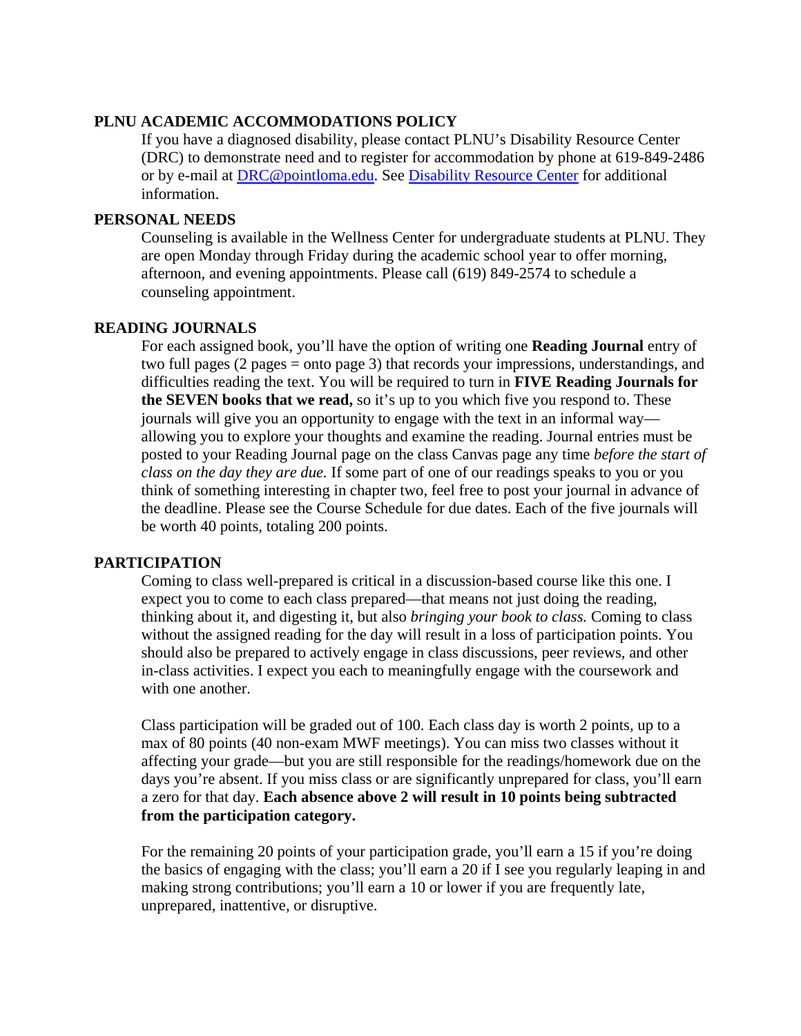## PLNU ACADEMIC ACCOMMODATIONS POLICY

If you have a diagnosed disability, please contact PLNU's Disability Resource Center (DRC) to demonstrate need and to register for accommodation by phone at 619-849-2486 or by e-mail at [DRC@pointloma.edu](mailto:DRC@pointloma.edu). See [Disability Resource Center]() for additional information.

## PERSONAL NEEDS

Counseling is available in the Wellness Center for undergraduate students at PLNU. They are open Monday through Friday during the academic school year to offer morning, afternoon, and evening appointments. Please call (619) 849-2574 to schedule a counseling appointment.

## READING JOURNALS

For each assigned book, you'll have the option of writing one **Reading Journal** entry of two full pages (2 pages = onto page 3) that records your impressions, understandings, and difficulties reading the text. You will be required to turn in **FIVE Reading Journals for the SEVEN books that we read,** so it's up to you which five you respond to. These journals will give you an opportunity to engage with the text in an informal way—allowing you to explore your thoughts and examine the reading. Journal entries must be posted to your Reading Journal page on the class Canvas page any time *before the start of class on the day they are due.* If some part of one of our readings speaks to you or you think of something interesting in chapter two, feel free to post your journal in advance of the deadline. Please see the Course Schedule for due dates. Each of the five journals will be worth 40 points, totaling 200 points.

## PARTICIPATION

Coming to class well-prepared is critical in a discussion-based course like this one. I expect you to come to each class prepared—that means not just doing the reading, thinking about it, and digesting it, but also *bringing your book to class.* Coming to class without the assigned reading for the day will result in a loss of participation points. You should also be prepared to actively engage in class discussions, peer reviews, and other in-class activities. I expect you each to meaningfully engage with the coursework and with one another.

Class participation will be graded out of 100. Each class day is worth 2 points, up to a max of 80 points (40 non-exam MWF meetings). You can miss two classes without it affecting your grade—but you are still responsible for the readings/homework due on the days you're absent. If you miss class or are significantly unprepared for class, you'll earn a zero for that day. **Each absence above 2 will result in 10 points being subtracted from the participation category.**

For the remaining 20 points of your participation grade, you'll earn a 15 if you're doing the basics of engaging with the class; you'll earn a 20 if I see you regularly leaping in and making strong contributions; you'll earn a 10 or lower if you are frequently late, unprepared, inattentive, or disruptive.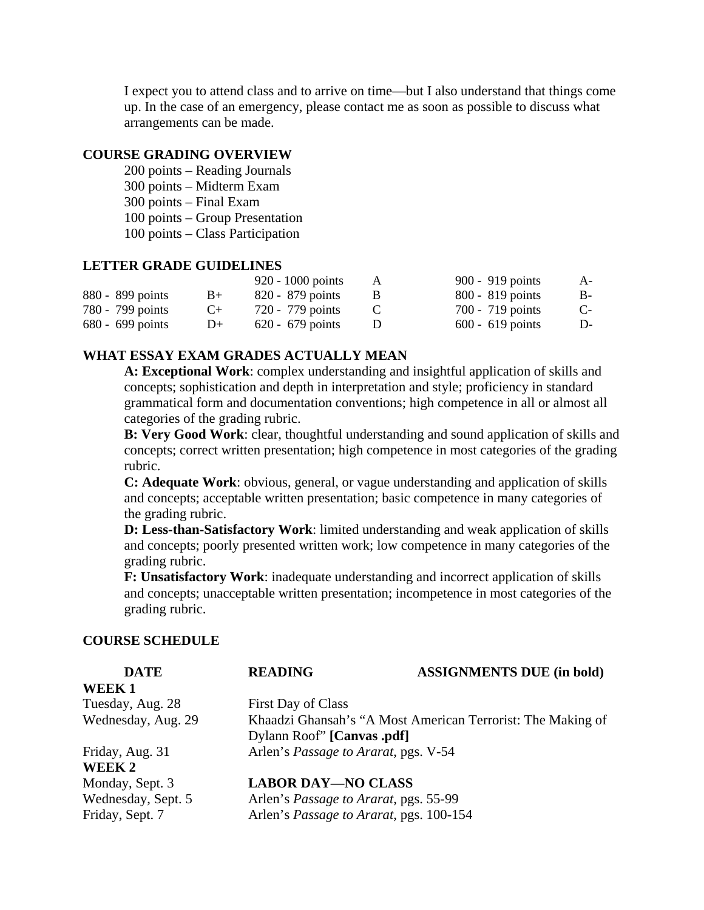I expect you to attend class and to arrive on time—but I also understand that things come up. In the case of an emergency, please contact me as soon as possible to discuss what arrangements can be made.

## COURSE GRADING OVERVIEW

200 points – Reading Journals
300 points – Midterm Exam
300 points – Final Exam
100 points – Group Presentation
100 points – Class Participation

## LETTER GRADE GUIDELINES

| | | | | | |
|---|---|---|---|---|---|
| | | 920 - 1000 points | A | 900 - 919 points | A- |
| 880 - 899 points | B+ | 820 - 879 points | B | 800 - 819 points | B- |
| 780 - 799 points | C+ | 720 - 779 points | C | 700 - 719 points | C- |
| 680 - 699 points | D+ | 620 - 679 points | D | 600 - 619 points | D- |

## WHAT ESSAY EXAM GRADES ACTUALLY MEAN

**A: Exceptional Work**: complex understanding and insightful application of skills and concepts; sophistication and depth in interpretation and style; proficiency in standard grammatical form and documentation conventions; high competence in all or almost all categories of the grading rubric.

**B: Very Good Work**: clear, thoughtful understanding and sound application of skills and concepts; correct written presentation; high competence in most categories of the grading rubric.

**C: Adequate Work**: obvious, general, or vague understanding and application of skills and concepts; acceptable written presentation; basic competence in many categories of the grading rubric.

**D: Less-than-Satisfactory Work**: limited understanding and weak application of skills and concepts; poorly presented written work; low competence in many categories of the grading rubric.

**F: Unsatisfactory Work**: inadequate understanding and incorrect application of skills and concepts; unacceptable written presentation; incompetence in most categories of the grading rubric.

## COURSE SCHEDULE

| DATE | READING | ASSIGNMENTS DUE (in bold) |
|---|---|---|
| **WEEK 1** | | |
| Tuesday, Aug. 28 | First Day of Class | |
| Wednesday, Aug. 29 | Khaadzi Ghansah's "A Most American Terrorist: The Making of Dylann Roof" **[Canvas .pdf]** | |
| Friday, Aug. 31 | Arlen's *Passage to Ararat*, pgs. V-54 | |
| **WEEK 2** | | |
| Monday, Sept. 3 | **LABOR DAY—NO CLASS** | |
| Wednesday, Sept. 5 | Arlen's *Passage to Ararat*, pgs. 55-99 | |
| Friday, Sept. 7 | Arlen's *Passage to Ararat*, pgs. 100-154 | |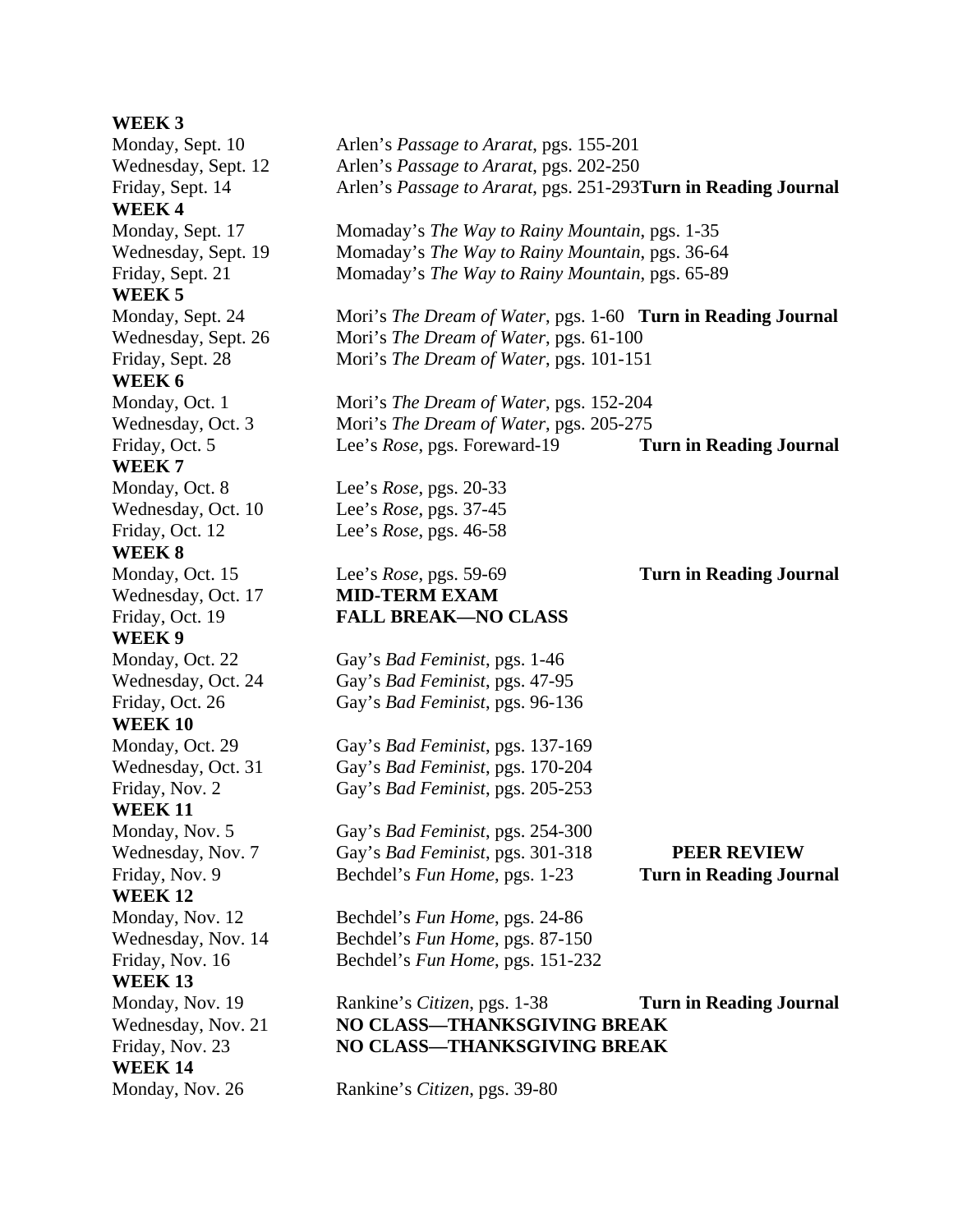**WEEK 3**

Monday, Sept. 10 — Arlen's *Passage to Ararat*, pgs. 155-201
Wednesday, Sept. 12 — Arlen's *Passage to Ararat*, pgs. 202-250
Friday, Sept. 14 — Arlen's *Passage to Ararat*, pgs. 251-293 **Turn in Reading Journal**

**WEEK 4**

Monday, Sept. 17 — Momaday's *The Way to Rainy Mountain*, pgs. 1-35
Wednesday, Sept. 19 — Momaday's *The Way to Rainy Mountain*, pgs. 36-64
Friday, Sept. 21 — Momaday's *The Way to Rainy Mountain*, pgs. 65-89

**WEEK 5**

Monday, Sept. 24 — Mori's *The Dream of Water*, pgs. 1-60 **Turn in Reading Journal**
Wednesday, Sept. 26 — Mori's *The Dream of Water*, pgs. 61-100
Friday, Sept. 28 — Mori's *The Dream of Water*, pgs. 101-151

**WEEK 6**

Monday, Oct. 1 — Mori's *The Dream of Water*, pgs. 152-204
Wednesday, Oct. 3 — Mori's *The Dream of Water*, pgs. 205-275
Friday, Oct. 5 — Lee's *Rose*, pgs. Foreward-19 **Turn in Reading Journal**

**WEEK 7**

Monday, Oct. 8 — Lee's *Rose*, pgs. 20-33
Wednesday, Oct. 10 — Lee's *Rose*, pgs. 37-45
Friday, Oct. 12 — Lee's *Rose*, pgs. 46-58

**WEEK 8**

Monday, Oct. 15 — Lee's *Rose*, pgs. 59-69 **Turn in Reading Journal**
Wednesday, Oct. 17 — **MID-TERM EXAM**
Friday, Oct. 19 — **FALL BREAK—NO CLASS**

**WEEK 9**

Monday, Oct. 22 — Gay's *Bad Feminist*, pgs. 1-46
Wednesday, Oct. 24 — Gay's *Bad Feminist*, pgs. 47-95
Friday, Oct. 26 — Gay's *Bad Feminist*, pgs. 96-136

**WEEK 10**

Monday, Oct. 29 — Gay's *Bad Feminist*, pgs. 137-169
Wednesday, Oct. 31 — Gay's *Bad Feminist*, pgs. 170-204
Friday, Nov. 2 — Gay's *Bad Feminist*, pgs. 205-253

**WEEK 11**

Monday, Nov. 5 — Gay's *Bad Feminist*, pgs. 254-300
Wednesday, Nov. 7 — Gay's *Bad Feminist*, pgs. 301-318 **PEER REVIEW**
Friday, Nov. 9 — Bechdel's *Fun Home*, pgs. 1-23 **Turn in Reading Journal**

**WEEK 12**

Monday, Nov. 12 — Bechdel's *Fun Home*, pgs. 24-86
Wednesday, Nov. 14 — Bechdel's *Fun Home*, pgs. 87-150
Friday, Nov. 16 — Bechdel's *Fun Home*, pgs. 151-232

**WEEK 13**

Monday, Nov. 19 — Rankine's *Citizen*, pgs. 1-38 **Turn in Reading Journal**
Wednesday, Nov. 21 — **NO CLASS—THANKSGIVING BREAK**
Friday, Nov. 23 — **NO CLASS—THANKSGIVING BREAK**

**WEEK 14**

Monday, Nov. 26 — Rankine's *Citizen*, pgs. 39-80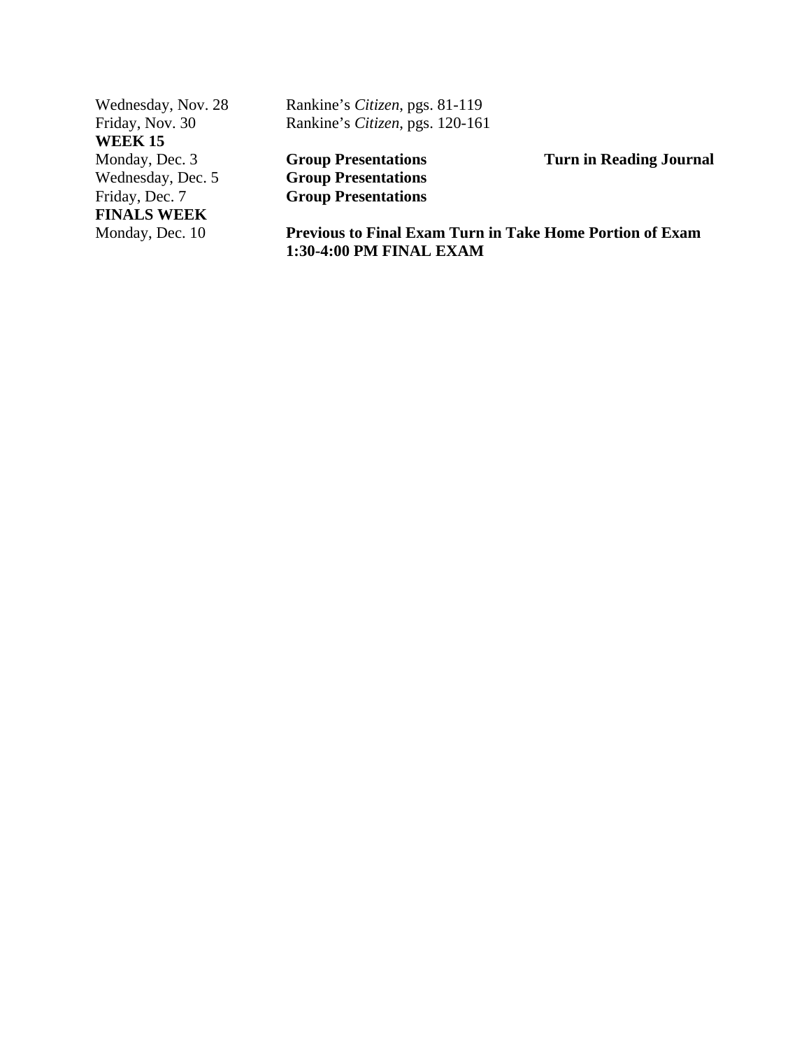| | | |
|---|---|---|
| Wednesday, Nov. 28 | Rankine's *Citizen*, pgs. 81-119 | |
| Friday, Nov. 30 | Rankine's *Citizen*, pgs. 120-161 | |
| **WEEK 15** | | |
| Monday, Dec. 3 | **Group Presentations** | **Turn in Reading Journal** |
| Wednesday, Dec. 5 | **Group Presentations** | |
| Friday, Dec. 7 | **Group Presentations** | |
| **FINALS WEEK** | | |
| Monday, Dec. 10 | **Previous to Final Exam Turn in Take Home Portion of Exam** **1:30-4:00 PM FINAL EXAM** | |